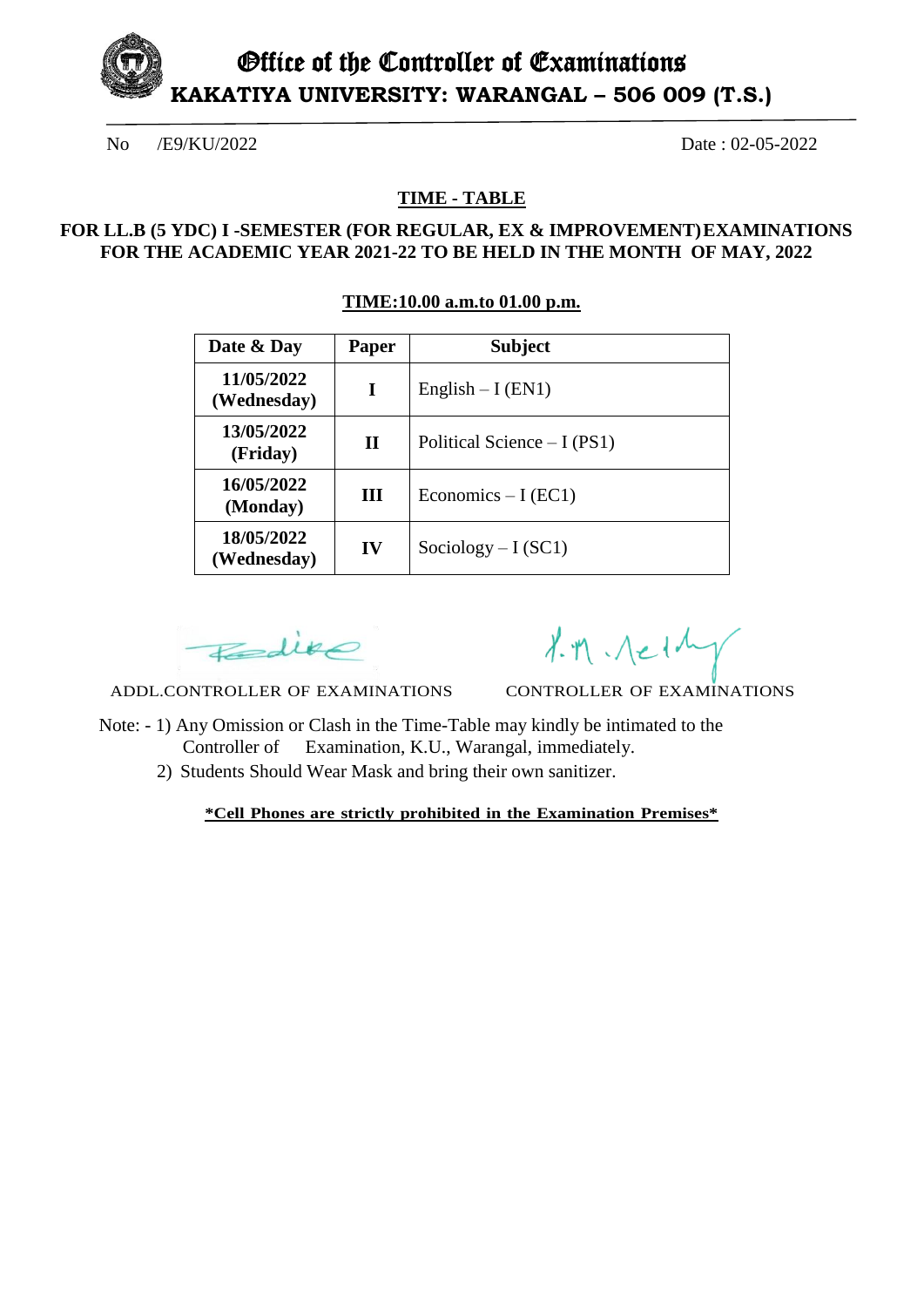# Office of the Controller of Examinations

## KAKATIYA UNIVERSITY: WARANGAL – 506 009 (T.S.)

No /E9/KU/2022 Date : 02-05-2022

### TIME - TABLE

**FOR LL.B (5 YDC) I -SEMESTER (FOR REGULAR, EX & IMPROVEMENT) EXAMINATIONS FOR THE ACADEMIC YEAR 2021-22 TO BE HELD IN THE MONTH OF MAY, 2022**

**TIME:10.00 a.m.to 01.00 p.m.**

| Date & Day | Paper | Subject |
|---|---|---|
| **11/05/2022 (Wednesday)** | **I** | English – I (EN1) |
| **13/05/2022 (Friday)** | **II** | Political Science – I (PS1) |
| **16/05/2022 (Monday)** | **III** | Economics – I (EC1) |
| **18/05/2022 (Wednesday)** | **IV** | Sociology – I (SC1) |

ADDL.CONTROLLER OF EXAMINATIONS CONTROLLER OF EXAMINATIONS

Note: - 1) Any Omission or Clash in the Time-Table may kindly be intimated to the Controller of Examination, K.U., Warangal, immediately.

2) Students Should Wear Mask and bring their own sanitizer.

**\*Cell Phones are strictly prohibited in the Examination Premises\***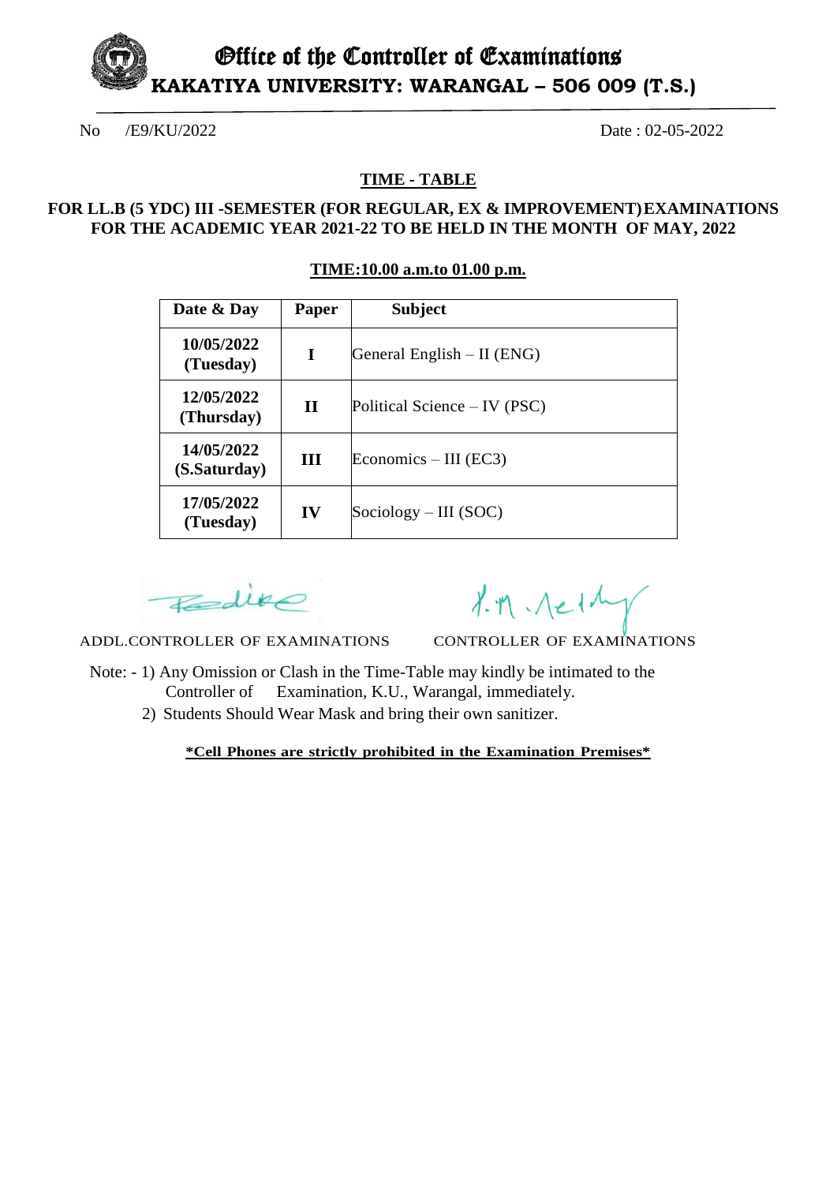# Office of the Controller of Examinations
## KAKATIYA UNIVERSITY: WARANGAL – 506 009 (T.S.)

No /E9/KU/2022 Date : 02-05-2022

**TIME - TABLE**

**FOR LL.B (5 YDC) III -SEMESTER (FOR REGULAR, EX & IMPROVEMENT) EXAMINATIONS FOR THE ACADEMIC YEAR 2021-22 TO BE HELD IN THE MONTH OF MAY, 2022**

**TIME:10.00 a.m.to 01.00 p.m.**

| Date & Day | Paper | Subject |
|---|---|---|
| **10/05/2022 (Tuesday)** | **I** | General English – II (ENG) |
| **12/05/2022 (Thursday)** | **II** | Political Science – IV (PSC) |
| **14/05/2022 (S.Saturday)** | **III** | Economics – III (EC3) |
| **17/05/2022 (Tuesday)** | **IV** | Sociology – III (SOC) |

ADDL.CONTROLLER OF EXAMINATIONS CONTROLLER OF EXAMINATIONS

Note: - 1) Any Omission or Clash in the Time-Table may kindly be intimated to the Controller of Examination, K.U., Warangal, immediately.
2) Students Should Wear Mask and bring their own sanitizer.

**\*Cell Phones are strictly prohibited in the Examination Premises\***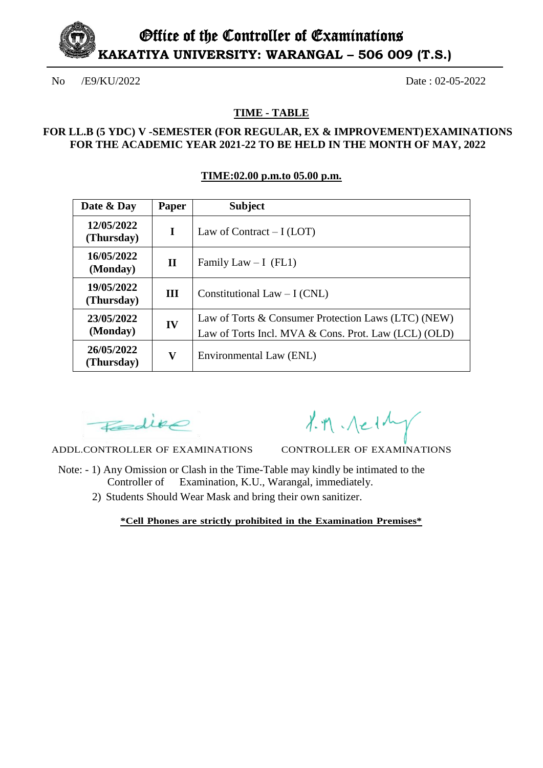# Office of the Controller of Examinations

## KAKATIYA UNIVERSITY: WARANGAL – 506 009 (T.S.)

No /E9/KU/2022 Date : 02-05-2022

**TIME - TABLE**

**FOR LL.B (5 YDC) V -SEMESTER (FOR REGULAR, EX & IMPROVEMENT) EXAMINATIONS FOR THE ACADEMIC YEAR 2021-22 TO BE HELD IN THE MONTH OF MAY, 2022**

**TIME:02.00 p.m.to 05.00 p.m.**

| Date & Day | Paper | Subject |
|---|---|---|
| **12/05/2022 (Thursday)** | **I** | Law of Contract – I (LOT) |
| **16/05/2022 (Monday)** | **II** | Family Law – I (FL1) |
| **19/05/2022 (Thursday)** | **III** | Constitutional Law – I (CNL) |
| **23/05/2022 (Monday)** | **IV** | Law of Torts & Consumer Protection Laws (LTC) (NEW)<br>Law of Torts Incl. MVA & Cons. Prot. Law (LCL) (OLD) |
| **26/05/2022 (Thursday)** | **V** | Environmental Law (ENL) |

ADDL.CONTROLLER OF EXAMINATIONS CONTROLLER OF EXAMINATIONS

Note: - 1) Any Omission or Clash in the Time-Table may kindly be intimated to the Controller of Examination, K.U., Warangal, immediately.

2) Students Should Wear Mask and bring their own sanitizer.

***Cell Phones are strictly prohibited in the Examination Premises***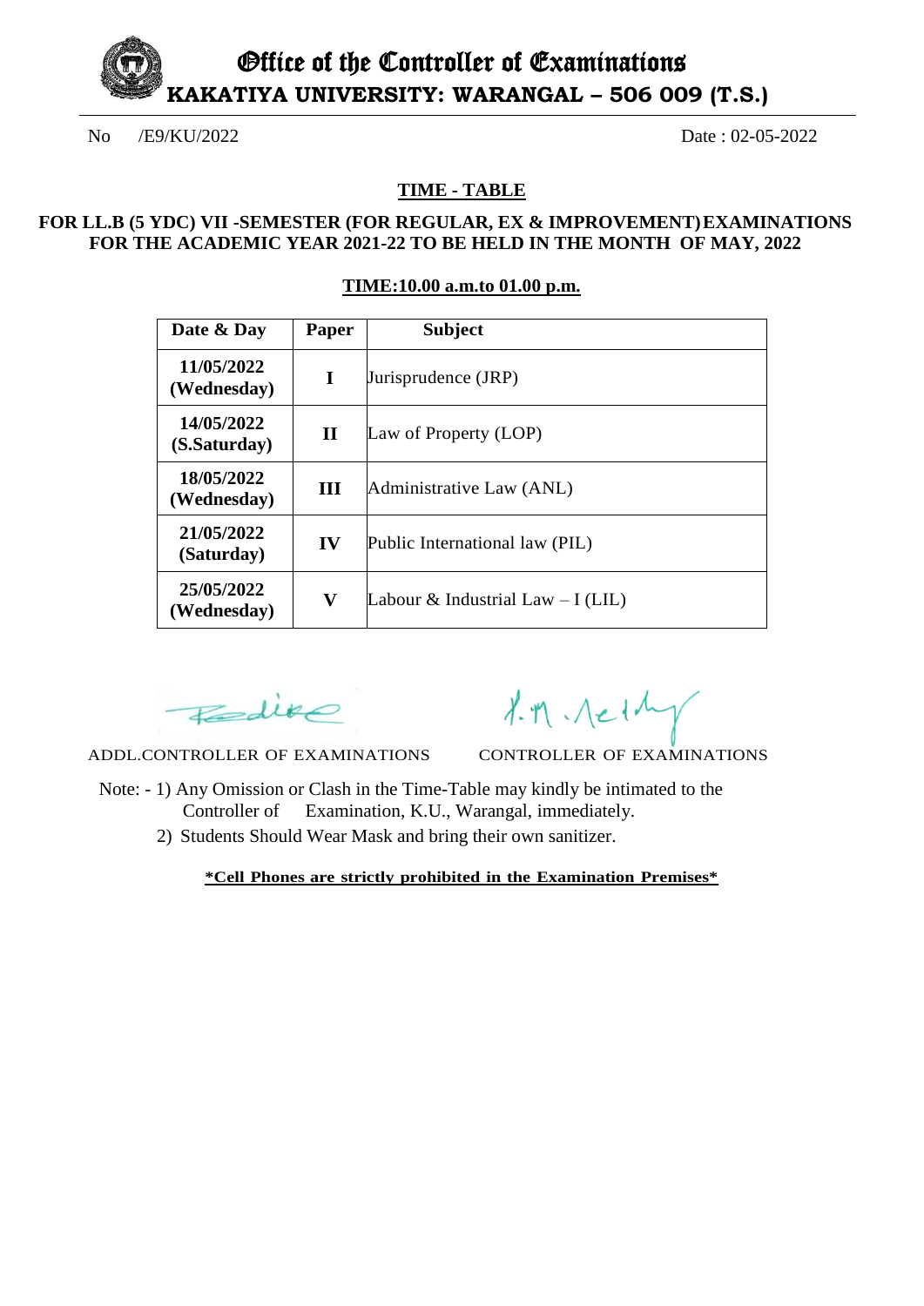# Office of the Controller of Examinations

## KAKATIYA UNIVERSITY: WARANGAL – 506 009 (T.S.)

No /E9/KU/2022 Date : 02-05-2022

### TIME - TABLE

**FOR LL.B (5 YDC) VII -SEMESTER (FOR REGULAR, EX & IMPROVEMENT) EXAMINATIONS FOR THE ACADEMIC YEAR 2021-22 TO BE HELD IN THE MONTH OF MAY, 2022**

**TIME:10.00 a.m.to 01.00 p.m.**

| Date & Day | Paper | Subject |
|---|---|---|
| **11/05/2022 (Wednesday)** | **I** | Jurisprudence (JRP) |
| **14/05/2022 (S.Saturday)** | **II** | Law of Property (LOP) |
| **18/05/2022 (Wednesday)** | **III** | Administrative Law (ANL) |
| **21/05/2022 (Saturday)** | **IV** | Public International law (PIL) |
| **25/05/2022 (Wednesday)** | **V** | Labour & Industrial Law – I (LIL) |

ADDL.CONTROLLER OF EXAMINATIONS CONTROLLER OF EXAMINATIONS

Note: - 1) Any Omission or Clash in the Time-Table may kindly be intimated to the Controller of Examination, K.U., Warangal, immediately.

2) Students Should Wear Mask and bring their own sanitizer.

***Cell Phones are strictly prohibited in the Examination Premises***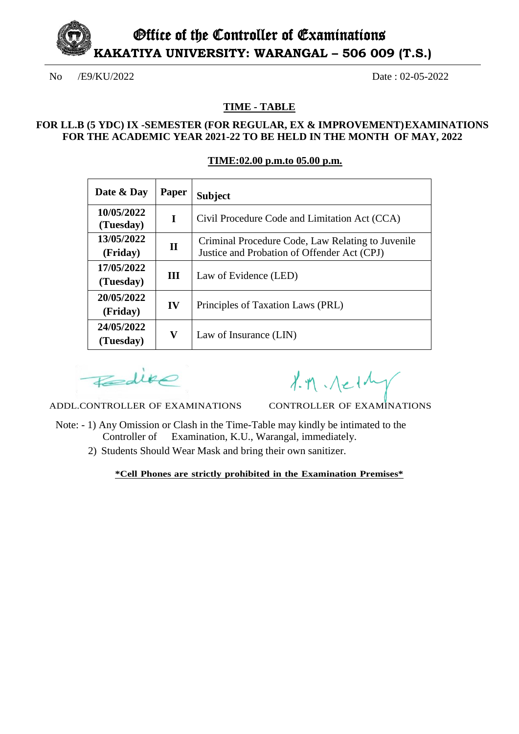# Office of the Controller of Examinations
## KAKATIYA UNIVERSITY: WARANGAL – 506 009 (T.S.)

No /E9/KU/2022 Date : 02-05-2022

### TIME - TABLE

**FOR LL.B (5 YDC) IX -SEMESTER (FOR REGULAR, EX & IMPROVEMENT) EXAMINATIONS FOR THE ACADEMIC YEAR 2021-22 TO BE HELD IN THE MONTH OF MAY, 2022**

**TIME:02.00 p.m.to 05.00 p.m.**

| Date & Day | Paper | Subject |
|---|---|---|
| **10/05/2022 (Tuesday)** | **I** | Civil Procedure Code and Limitation Act (CCA) |
| **13/05/2022 (Friday)** | **II** | Criminal Procedure Code, Law Relating to Juvenile Justice and Probation of Offender Act (CPJ) |
| **17/05/2022 (Tuesday)** | **III** | Law of Evidence (LED) |
| **20/05/2022 (Friday)** | **IV** | Principles of Taxation Laws (PRL) |
| **24/05/2022 (Tuesday)** | **V** | Law of Insurance (LIN) |

ADDL.CONTROLLER OF EXAMINATIONS CONTROLLER OF EXAMINATIONS

Note: - 1) Any Omission or Clash in the Time-Table may kindly be intimated to the Controller of Examination, K.U., Warangal, immediately.

2) Students Should Wear Mask and bring their own sanitizer.

**\*Cell Phones are strictly prohibited in the Examination Premises\***